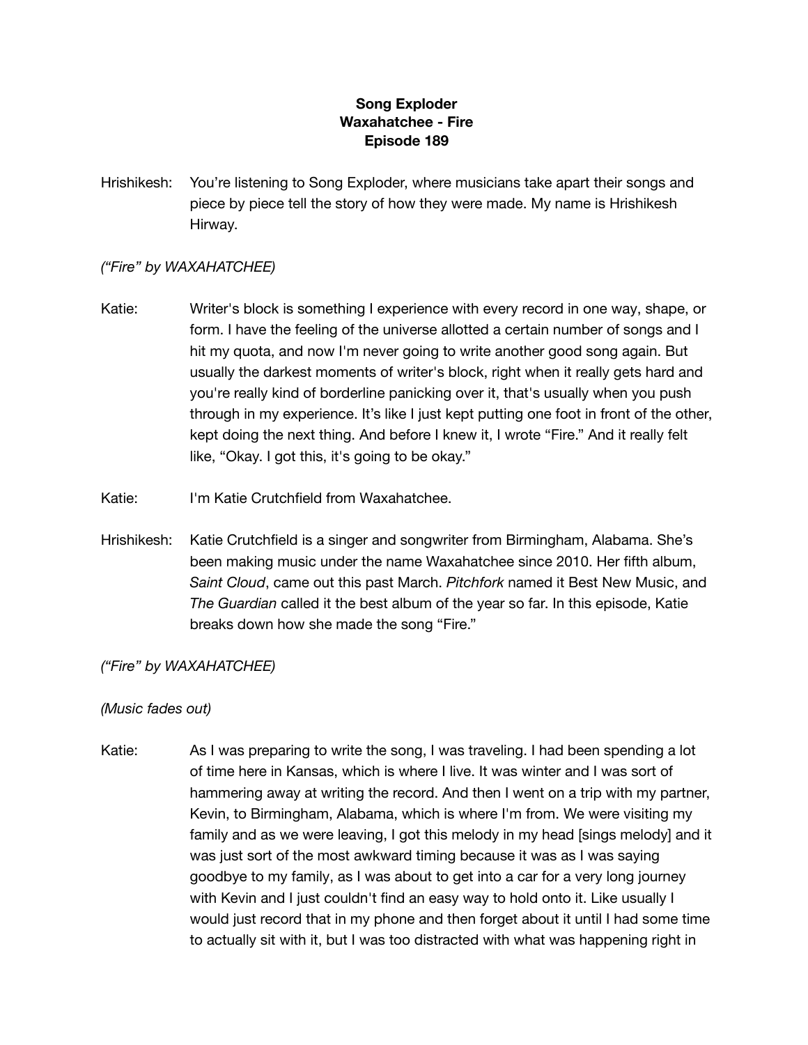**Song Exploder**
**Waxahatchee - Fire**
**Episode 189**

Hrishikesh: You're listening to Song Exploder, where musicians take apart their songs and piece by piece tell the story of how they were made. My name is Hrishikesh Hirway.

*("Fire" by WAXAHATCHEE)*

Katie: Writer's block is something I experience with every record in one way, shape, or form. I have the feeling of the universe allotted a certain number of songs and I hit my quota, and now I'm never going to write another good song again. But usually the darkest moments of writer's block, right when it really gets hard and you're really kind of borderline panicking over it, that's usually when you push through in my experience. It's like I just kept putting one foot in front of the other, kept doing the next thing. And before I knew it, I wrote "Fire." And it really felt like, "Okay. I got this, it's going to be okay."

Katie: I'm Katie Crutchfield from Waxahatchee.

Hrishikesh: Katie Crutchfield is a singer and songwriter from Birmingham, Alabama. She's been making music under the name Waxahatchee since 2010. Her fifth album, *Saint Cloud*, came out this past March. *Pitchfork* named it Best New Music, and *The Guardian* called it the best album of the year so far. In this episode, Katie breaks down how she made the song "Fire."

*("Fire" by WAXAHATCHEE)*

*(Music fades out)*

Katie: As I was preparing to write the song, I was traveling. I had been spending a lot of time here in Kansas, which is where I live. It was winter and I was sort of hammering away at writing the record. And then I went on a trip with my partner, Kevin, to Birmingham, Alabama, which is where I'm from. We were visiting my family and as we were leaving, I got this melody in my head [sings melody] and it was just sort of the most awkward timing because it was as I was saying goodbye to my family, as I was about to get into a car for a very long journey with Kevin and I just couldn't find an easy way to hold onto it. Like usually I would just record that in my phone and then forget about it until I had some time to actually sit with it, but I was too distracted with what was happening right in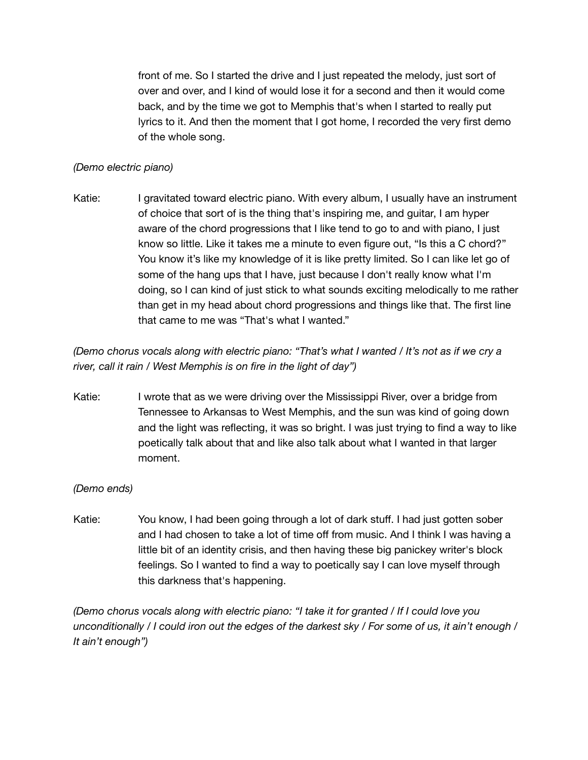front of me. So I started the drive and I just repeated the melody, just sort of over and over, and I kind of would lose it for a second and then it would come back, and by the time we got to Memphis that's when I started to really put lyrics to it. And then the moment that I got home, I recorded the very first demo of the whole song.

*(Demo electric piano)*

Katie: I gravitated toward electric piano. With every album, I usually have an instrument of choice that sort of is the thing that's inspiring me, and guitar, I am hyper aware of the chord progressions that I like tend to go to and with piano, I just know so little. Like it takes me a minute to even figure out, "Is this a C chord?" You know it's like my knowledge of it is like pretty limited. So I can like let go of some of the hang ups that I have, just because I don't really know what I'm doing, so I can kind of just stick to what sounds exciting melodically to me rather than get in my head about chord progressions and things like that. The first line that came to me was "That's what I wanted."

*(Demo chorus vocals along with electric piano: "That's what I wanted / It's not as if we cry a river, call it rain / West Memphis is on fire in the light of day")*

Katie: I wrote that as we were driving over the Mississippi River, over a bridge from Tennessee to Arkansas to West Memphis, and the sun was kind of going down and the light was reflecting, it was so bright. I was just trying to find a way to like poetically talk about that and like also talk about what I wanted in that larger moment.

*(Demo ends)*

Katie: You know, I had been going through a lot of dark stuff. I had just gotten sober and I had chosen to take a lot of time off from music. And I think I was having a little bit of an identity crisis, and then having these big panickey writer's block feelings. So I wanted to find a way to poetically say I can love myself through this darkness that's happening.

*(Demo chorus vocals along with electric piano: "I take it for granted / If I could love you unconditionally / I could iron out the edges of the darkest sky / For some of us, it ain't enough / It ain't enough")*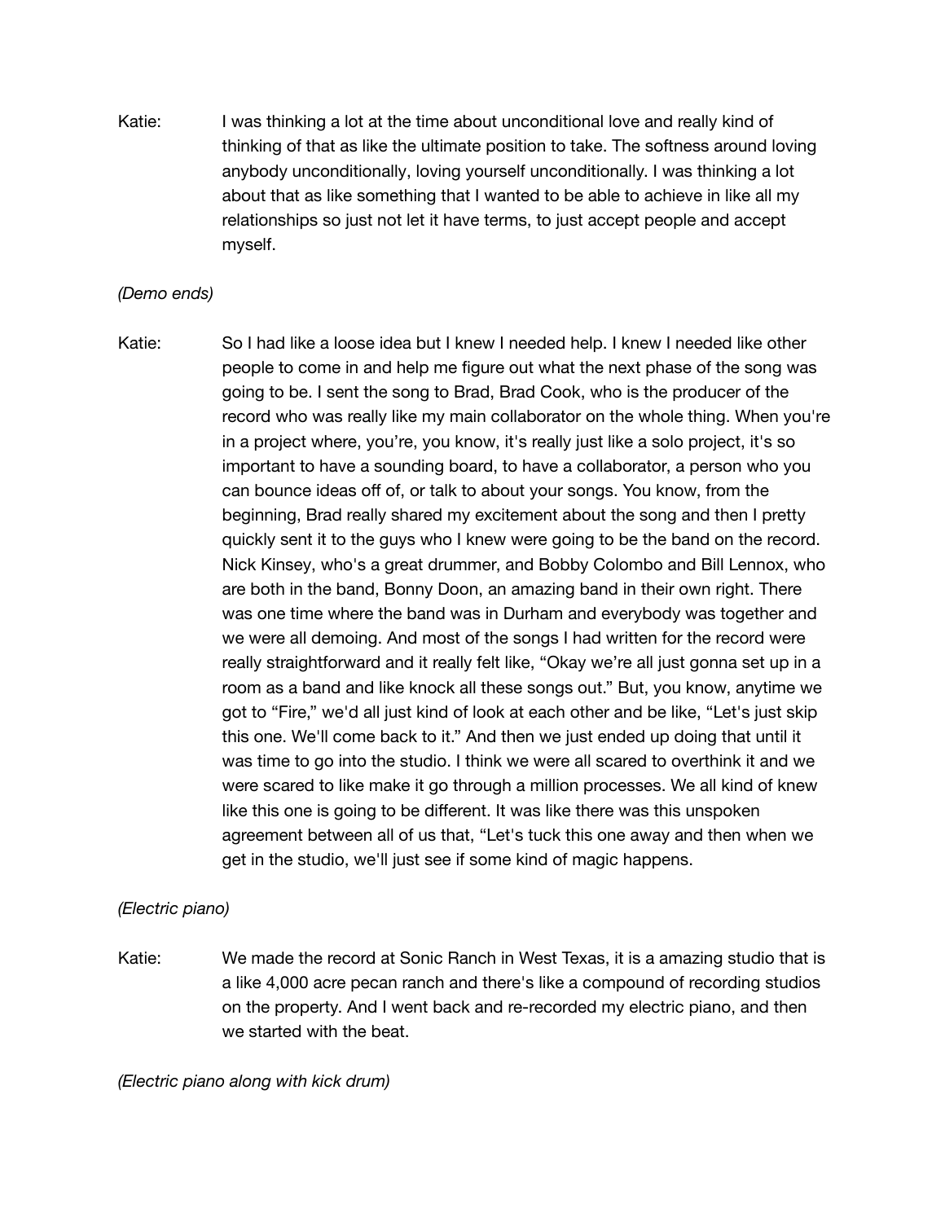Katie: I was thinking a lot at the time about unconditional love and really kind of thinking of that as like the ultimate position to take. The softness around loving anybody unconditionally, loving yourself unconditionally. I was thinking a lot about that as like something that I wanted to be able to achieve in like all my relationships so just not let it have terms, to just accept people and accept myself.

*(Demo ends)*

Katie: So I had like a loose idea but I knew I needed help. I knew I needed like other people to come in and help me figure out what the next phase of the song was going to be. I sent the song to Brad, Brad Cook, who is the producer of the record who was really like my main collaborator on the whole thing. When you're in a project where, you're, you know, it's really just like a solo project, it's so important to have a sounding board, to have a collaborator, a person who you can bounce ideas off of, or talk to about your songs. You know, from the beginning, Brad really shared my excitement about the song and then I pretty quickly sent it to the guys who I knew were going to be the band on the record. Nick Kinsey, who's a great drummer, and Bobby Colombo and Bill Lennox, who are both in the band, Bonny Doon, an amazing band in their own right. There was one time where the band was in Durham and everybody was together and we were all demoing. And most of the songs I had written for the record were really straightforward and it really felt like, "Okay we're all just gonna set up in a room as a band and like knock all these songs out." But, you know, anytime we got to "Fire," we'd all just kind of look at each other and be like, "Let's just skip this one. We'll come back to it." And then we just ended up doing that until it was time to go into the studio. I think we were all scared to overthink it and we were scared to like make it go through a million processes. We all kind of knew like this one is going to be different. It was like there was this unspoken agreement between all of us that, "Let's tuck this one away and then when we get in the studio, we'll just see if some kind of magic happens.

*(Electric piano)*

Katie: We made the record at Sonic Ranch in West Texas, it is a amazing studio that is a like 4,000 acre pecan ranch and there's like a compound of recording studios on the property. And I went back and re-recorded my electric piano, and then we started with the beat.

*(Electric piano along with kick drum)*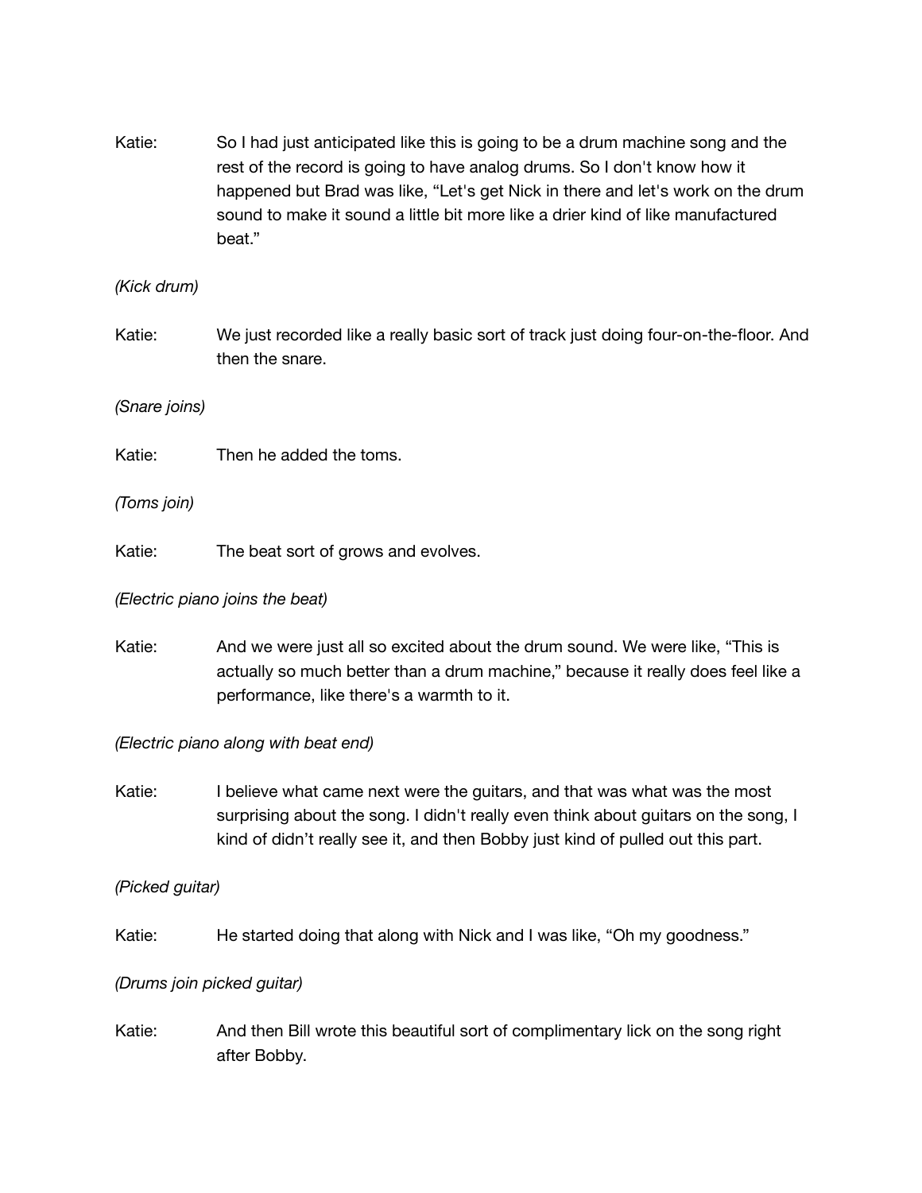Katie: So I had just anticipated like this is going to be a drum machine song and the rest of the record is going to have analog drums. So I don't know how it happened but Brad was like, “Let's get Nick in there and let's work on the drum sound to make it sound a little bit more like a drier kind of like manufactured beat.”

*(Kick drum)*

Katie: We just recorded like a really basic sort of track just doing four-on-the-floor. And then the snare.

*(Snare joins)*

Katie: Then he added the toms.

*(Toms join)*

Katie: The beat sort of grows and evolves.

*(Electric piano joins the beat)*

Katie: And we were just all so excited about the drum sound. We were like, “This is actually so much better than a drum machine,” because it really does feel like a performance, like there's a warmth to it.

*(Electric piano along with beat end)*

Katie: I believe what came next were the guitars, and that was what was the most surprising about the song. I didn't really even think about guitars on the song, I kind of didn’t really see it, and then Bobby just kind of pulled out this part.

*(Picked guitar)*

Katie: He started doing that along with Nick and I was like, “Oh my goodness.”

*(Drums join picked guitar)*

Katie: And then Bill wrote this beautiful sort of complimentary lick on the song right after Bobby.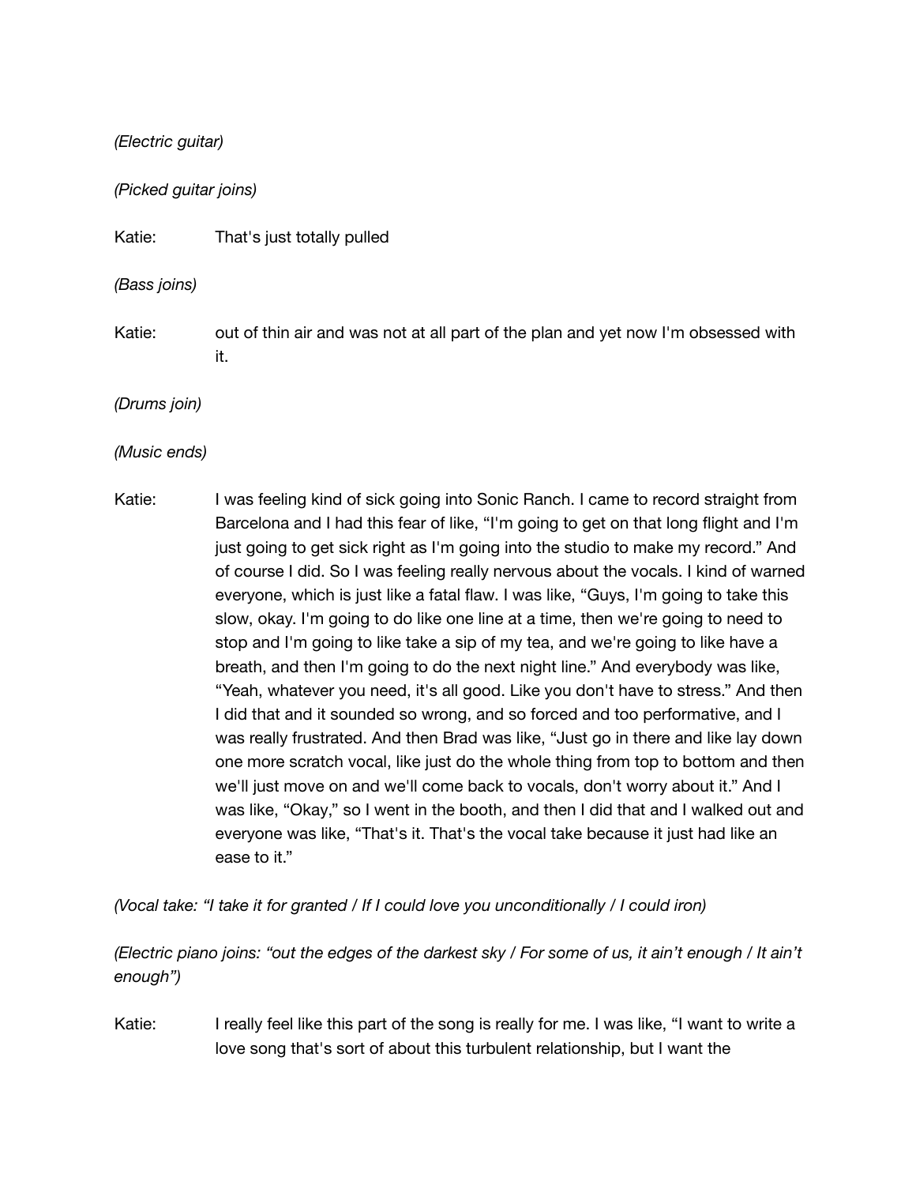*(Electric guitar)*

*(Picked guitar joins)*

Katie: That's just totally pulled

*(Bass joins)*

Katie: out of thin air and was not at all part of the plan and yet now I'm obsessed with it.

*(Drums join)*

*(Music ends)*

Katie: I was feeling kind of sick going into Sonic Ranch. I came to record straight from Barcelona and I had this fear of like, "I'm going to get on that long flight and I'm just going to get sick right as I'm going into the studio to make my record." And of course I did. So I was feeling really nervous about the vocals. I kind of warned everyone, which is just like a fatal flaw. I was like, "Guys, I'm going to take this slow, okay. I'm going to do like one line at a time, then we're going to need to stop and I'm going to like take a sip of my tea, and we're going to like have a breath, and then I'm going to do the next night line." And everybody was like, "Yeah, whatever you need, it's all good. Like you don't have to stress." And then I did that and it sounded so wrong, and so forced and too performative, and I was really frustrated. And then Brad was like, "Just go in there and like lay down one more scratch vocal, like just do the whole thing from top to bottom and then we'll just move on and we'll come back to vocals, don't worry about it." And I was like, "Okay," so I went in the booth, and then I did that and I walked out and everyone was like, "That's it. That's the vocal take because it just had like an ease to it."

*(Vocal take: "I take it for granted / If I could love you unconditionally / I could iron)*

*(Electric piano joins: "out the edges of the darkest sky / For some of us, it ain't enough / It ain't enough")*

Katie: I really feel like this part of the song is really for me. I was like, "I want to write a love song that's sort of about this turbulent relationship, but I want the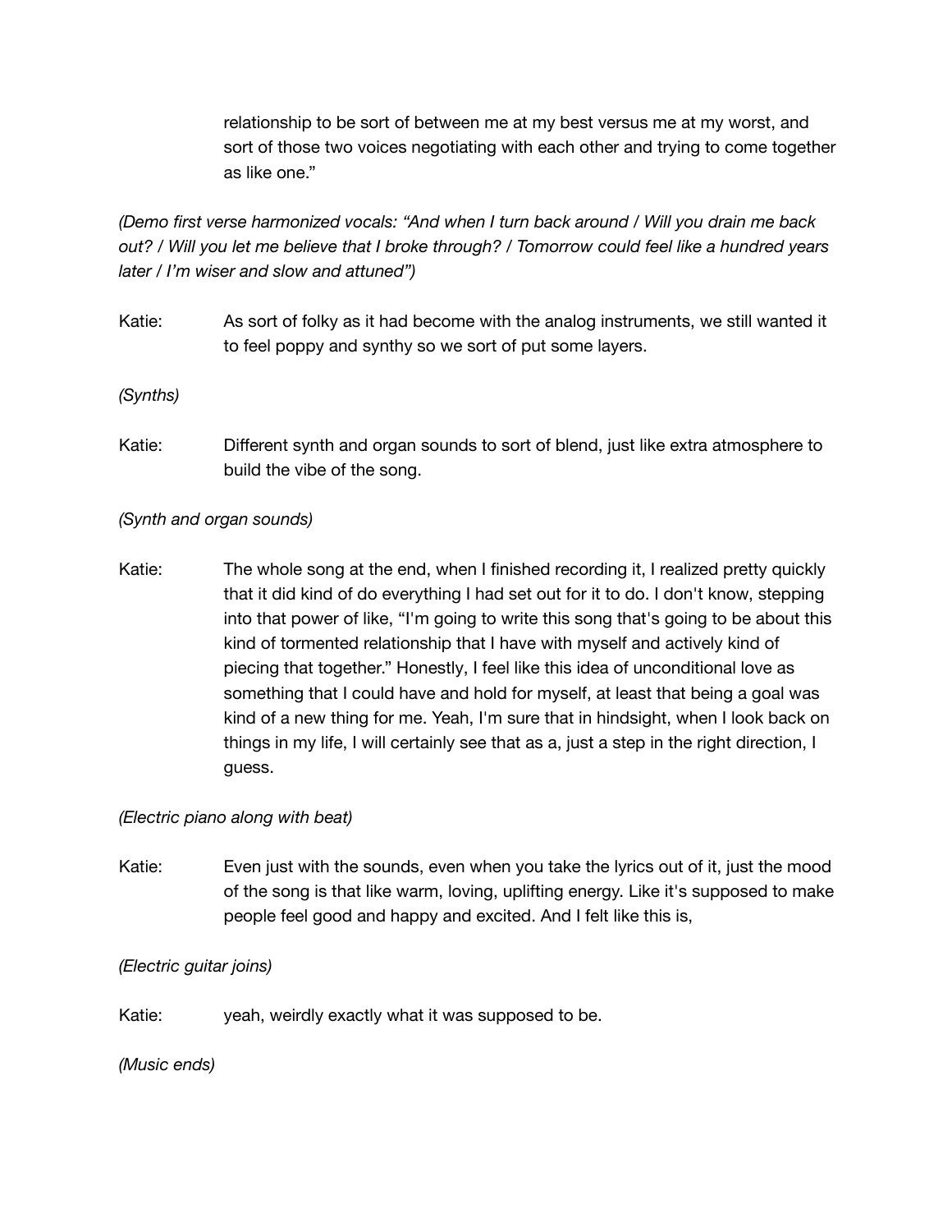relationship to be sort of between me at my best versus me at my worst, and sort of those two voices negotiating with each other and trying to come together as like one."

*(Demo first verse harmonized vocals: "And when I turn back around / Will you drain me back out? / Will you let me believe that I broke through? / Tomorrow could feel like a hundred years later / I'm wiser and slow and attuned")*

Katie: As sort of folky as it had become with the analog instruments, we still wanted it to feel poppy and synthy so we sort of put some layers.

*(Synths)*

Katie: Different synth and organ sounds to sort of blend, just like extra atmosphere to build the vibe of the song.

*(Synth and organ sounds)*

Katie: The whole song at the end, when I finished recording it, I realized pretty quickly that it did kind of do everything I had set out for it to do. I don't know, stepping into that power of like, "I'm going to write this song that's going to be about this kind of tormented relationship that I have with myself and actively kind of piecing that together." Honestly, I feel like this idea of unconditional love as something that I could have and hold for myself, at least that being a goal was kind of a new thing for me. Yeah, I'm sure that in hindsight, when I look back on things in my life, I will certainly see that as a, just a step in the right direction, I guess.

*(Electric piano along with beat)*

Katie: Even just with the sounds, even when you take the lyrics out of it, just the mood of the song is that like warm, loving, uplifting energy. Like it's supposed to make people feel good and happy and excited. And I felt like this is,

*(Electric guitar joins)*

Katie: yeah, weirdly exactly what it was supposed to be.

*(Music ends)*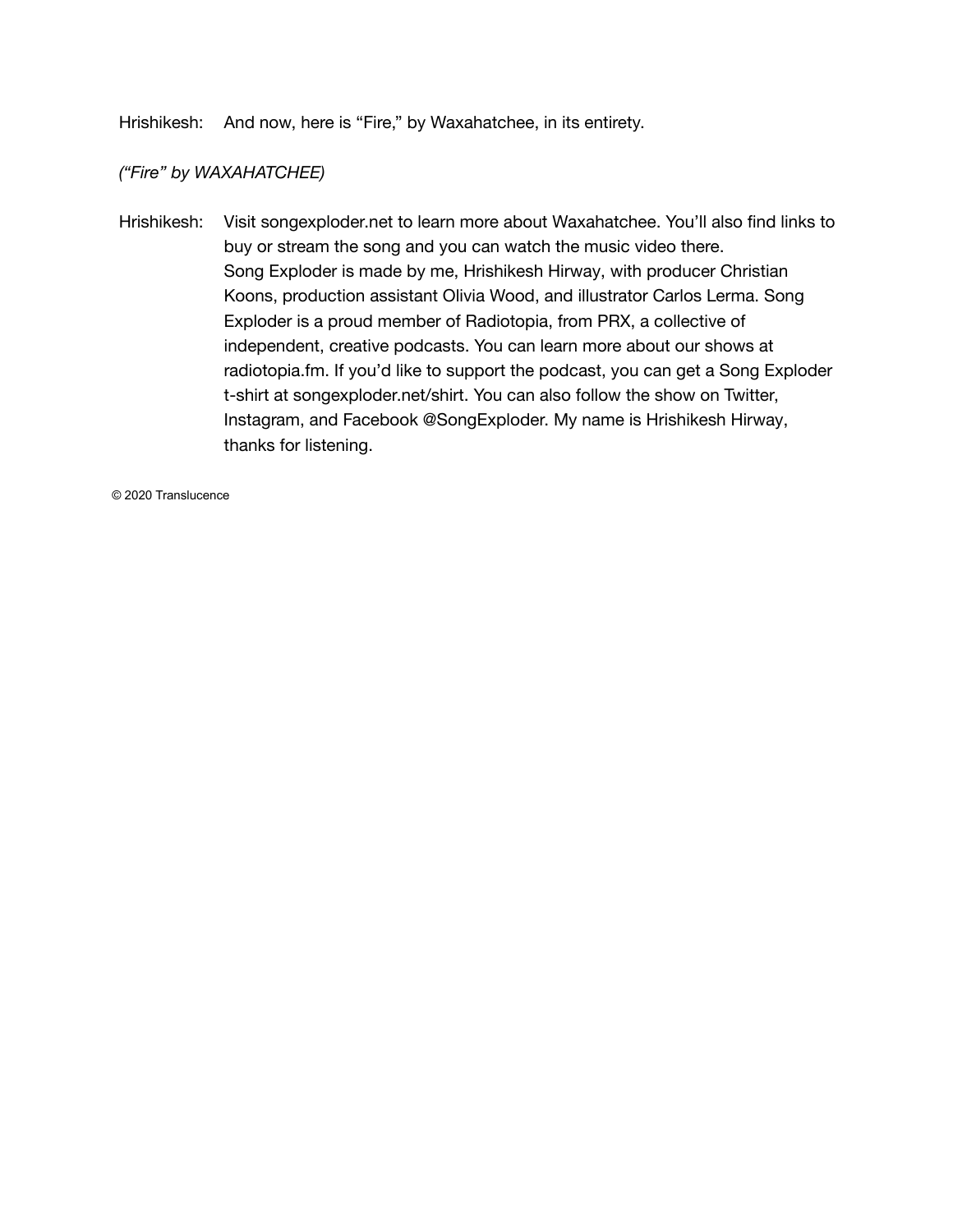Hrishikesh: And now, here is “Fire,” by Waxahatchee, in its entirety.

*(“Fire” by WAXAHATCHEE)*

Hrishikesh: Visit songexploder.net to learn more about Waxahatchee. You’ll also find links to buy or stream the song and you can watch the music video there.
Song Exploder is made by me, Hrishikesh Hirway, with producer Christian Koons, production assistant Olivia Wood, and illustrator Carlos Lerma. Song Exploder is a proud member of Radiotopia, from PRX, a collective of independent, creative podcasts. You can learn more about our shows at radiotopia.fm. If you’d like to support the podcast, you can get a Song Exploder t-shirt at songexploder.net/shirt. You can also follow the show on Twitter, Instagram, and Facebook @SongExploder. My name is Hrishikesh Hirway, thanks for listening.

© 2020 Translucence